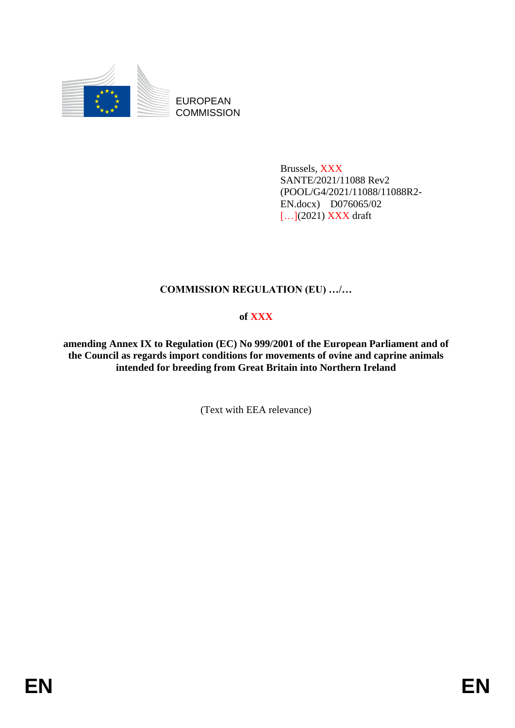EUROPEAN COMMISSION

Brussels, XXX
SANTE/2021/11088 Rev2
(POOL/G4/2021/11088/11088R2-EN.docx) D076065/02
[…](2021) XXX draft

**COMMISSION REGULATION (EU) …/…**

**of XXX**

**amending Annex IX to Regulation (EC) No 999/2001 of the European Parliament and of the Council as regards import conditions for movements of ovine and caprine animals intended for breeding from Great Britain into Northern Ireland**

(Text with EEA relevance)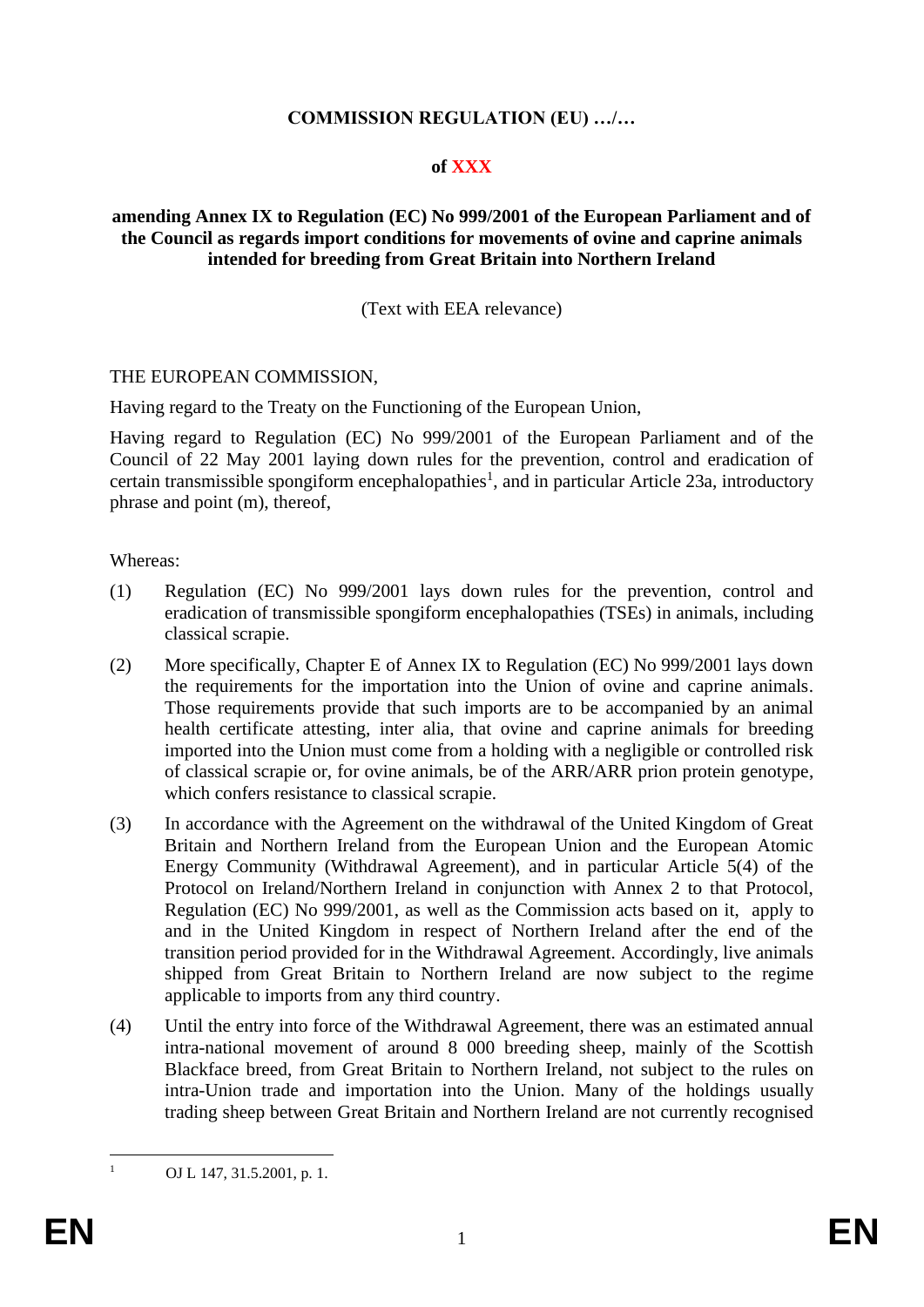**COMMISSION REGULATION (EU) …/…**

**of XXX**

**amending Annex IX to Regulation (EC) No 999/2001 of the European Parliament and of the Council as regards import conditions for movements of ovine and caprine animals intended for breeding from Great Britain into Northern Ireland**

(Text with EEA relevance)

THE EUROPEAN COMMISSION,

Having regard to the Treaty on the Functioning of the European Union,

Having regard to Regulation (EC) No 999/2001 of the European Parliament and of the Council of 22 May 2001 laying down rules for the prevention, control and eradication of certain transmissible spongiform encephalopathies[1], and in particular Article 23a, introductory phrase and point (m), thereof,

Whereas:

(1) Regulation (EC) No 999/2001 lays down rules for the prevention, control and eradication of transmissible spongiform encephalopathies (TSEs) in animals, including classical scrapie.

(2) More specifically, Chapter E of Annex IX to Regulation (EC) No 999/2001 lays down the requirements for the importation into the Union of ovine and caprine animals. Those requirements provide that such imports are to be accompanied by an animal health certificate attesting, inter alia, that ovine and caprine animals for breeding imported into the Union must come from a holding with a negligible or controlled risk of classical scrapie or, for ovine animals, be of the ARR/ARR prion protein genotype, which confers resistance to classical scrapie.

(3) In accordance with the Agreement on the withdrawal of the United Kingdom of Great Britain and Northern Ireland from the European Union and the European Atomic Energy Community (Withdrawal Agreement), and in particular Article 5(4) of the Protocol on Ireland/Northern Ireland in conjunction with Annex 2 to that Protocol, Regulation (EC) No 999/2001, as well as the Commission acts based on it, apply to and in the United Kingdom in respect of Northern Ireland after the end of the transition period provided for in the Withdrawal Agreement. Accordingly, live animals shipped from Great Britain to Northern Ireland are now subject to the regime applicable to imports from any third country.

(4) Until the entry into force of the Withdrawal Agreement, there was an estimated annual intra-national movement of around 8 000 breeding sheep, mainly of the Scottish Blackface breed, from Great Britain to Northern Ireland, not subject to the rules on intra-Union trade and importation into the Union. Many of the holdings usually trading sheep between Great Britain and Northern Ireland are not currently recognised

[1] OJ L 147, 31.5.2001, p. 1.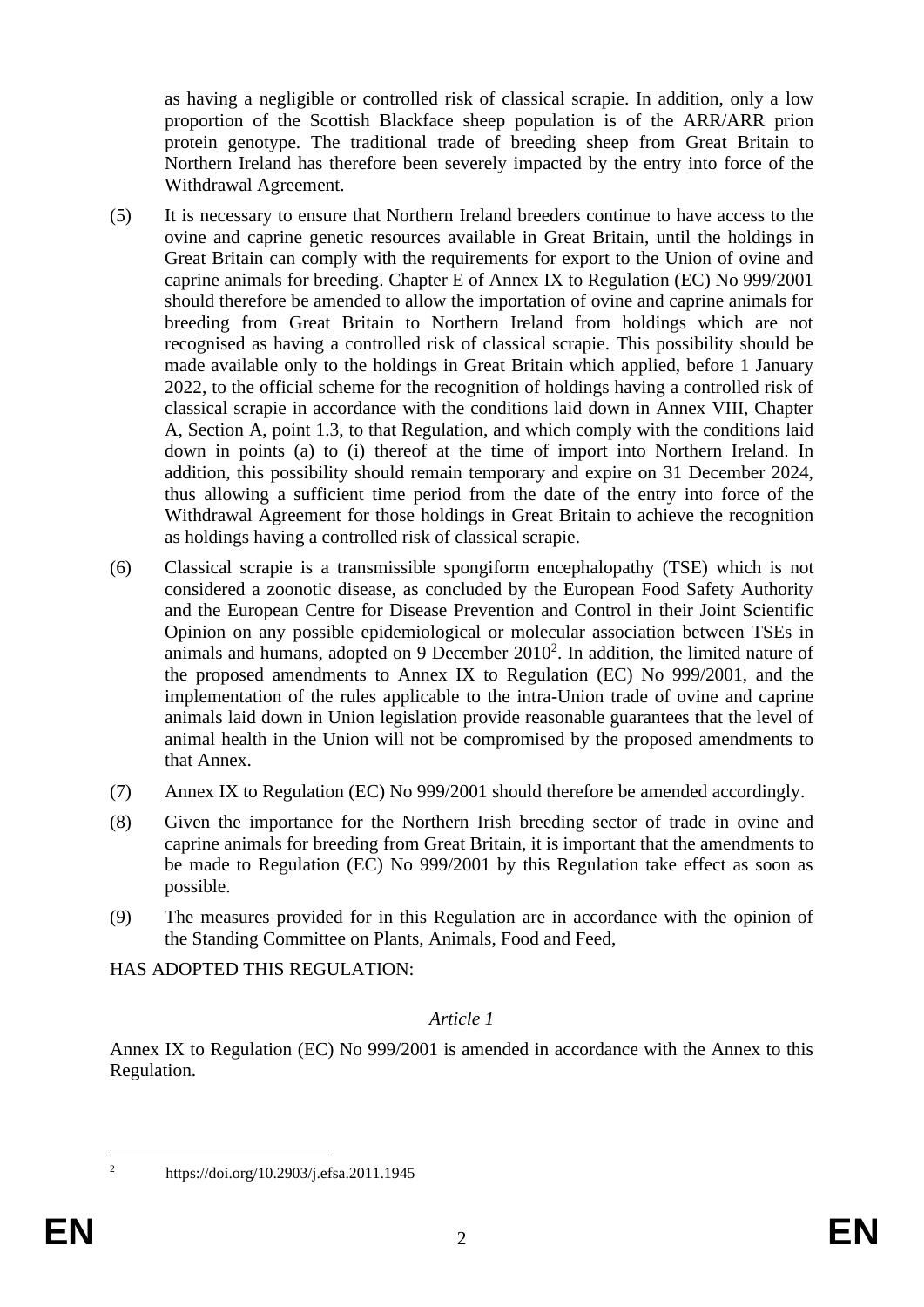as having a negligible or controlled risk of classical scrapie. In addition, only a low proportion of the Scottish Blackface sheep population is of the ARR/ARR prion protein genotype. The traditional trade of breeding sheep from Great Britain to Northern Ireland has therefore been severely impacted by the entry into force of the Withdrawal Agreement.

(5) It is necessary to ensure that Northern Ireland breeders continue to have access to the ovine and caprine genetic resources available in Great Britain, until the holdings in Great Britain can comply with the requirements for export to the Union of ovine and caprine animals for breeding. Chapter E of Annex IX to Regulation (EC) No 999/2001 should therefore be amended to allow the importation of ovine and caprine animals for breeding from Great Britain to Northern Ireland from holdings which are not recognised as having a controlled risk of classical scrapie. This possibility should be made available only to the holdings in Great Britain which applied, before 1 January 2022, to the official scheme for the recognition of holdings having a controlled risk of classical scrapie in accordance with the conditions laid down in Annex VIII, Chapter A, Section A, point 1.3, to that Regulation, and which comply with the conditions laid down in points (a) to (i) thereof at the time of import into Northern Ireland. In addition, this possibility should remain temporary and expire on 31 December 2024, thus allowing a sufficient time period from the date of the entry into force of the Withdrawal Agreement for those holdings in Great Britain to achieve the recognition as holdings having a controlled risk of classical scrapie.

(6) Classical scrapie is a transmissible spongiform encephalopathy (TSE) which is not considered a zoonotic disease, as concluded by the European Food Safety Authority and the European Centre for Disease Prevention and Control in their Joint Scientific Opinion on any possible epidemiological or molecular association between TSEs in animals and humans, adopted on 9 December 2010[2]. In addition, the limited nature of the proposed amendments to Annex IX to Regulation (EC) No 999/2001, and the implementation of the rules applicable to the intra-Union trade of ovine and caprine animals laid down in Union legislation provide reasonable guarantees that the level of animal health in the Union will not be compromised by the proposed amendments to that Annex.

(7) Annex IX to Regulation (EC) No 999/2001 should therefore be amended accordingly.

(8) Given the importance for the Northern Irish breeding sector of trade in ovine and caprine animals for breeding from Great Britain, it is important that the amendments to be made to Regulation (EC) No 999/2001 by this Regulation take effect as soon as possible.

(9) The measures provided for in this Regulation are in accordance with the opinion of the Standing Committee on Plants, Animals, Food and Feed,

HAS ADOPTED THIS REGULATION:

*Article 1*

Annex IX to Regulation (EC) No 999/2001 is amended in accordance with the Annex to this Regulation.

---

[2] https://doi.org/10.2903/j.efsa.2011.1945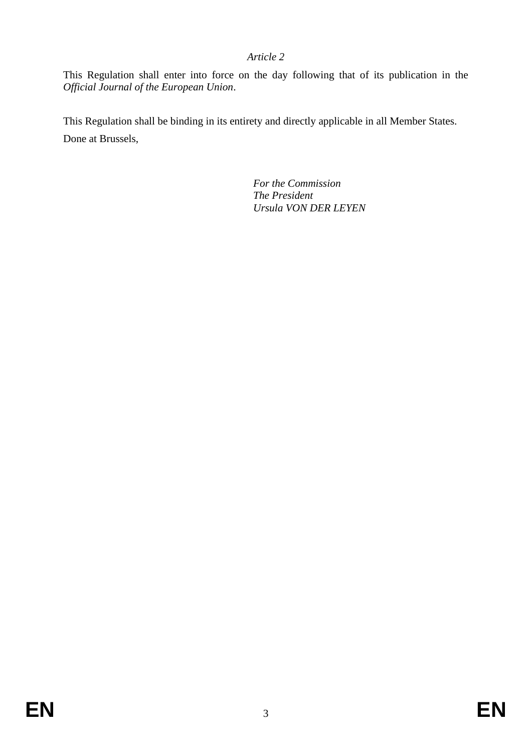*Article 2*

This Regulation shall enter into force on the day following that of its publication in the *Official Journal of the European Union*.

This Regulation shall be binding in its entirety and directly applicable in all Member States.

Done at Brussels,

*For the Commission*
*The President*
*Ursula VON DER LEYEN*